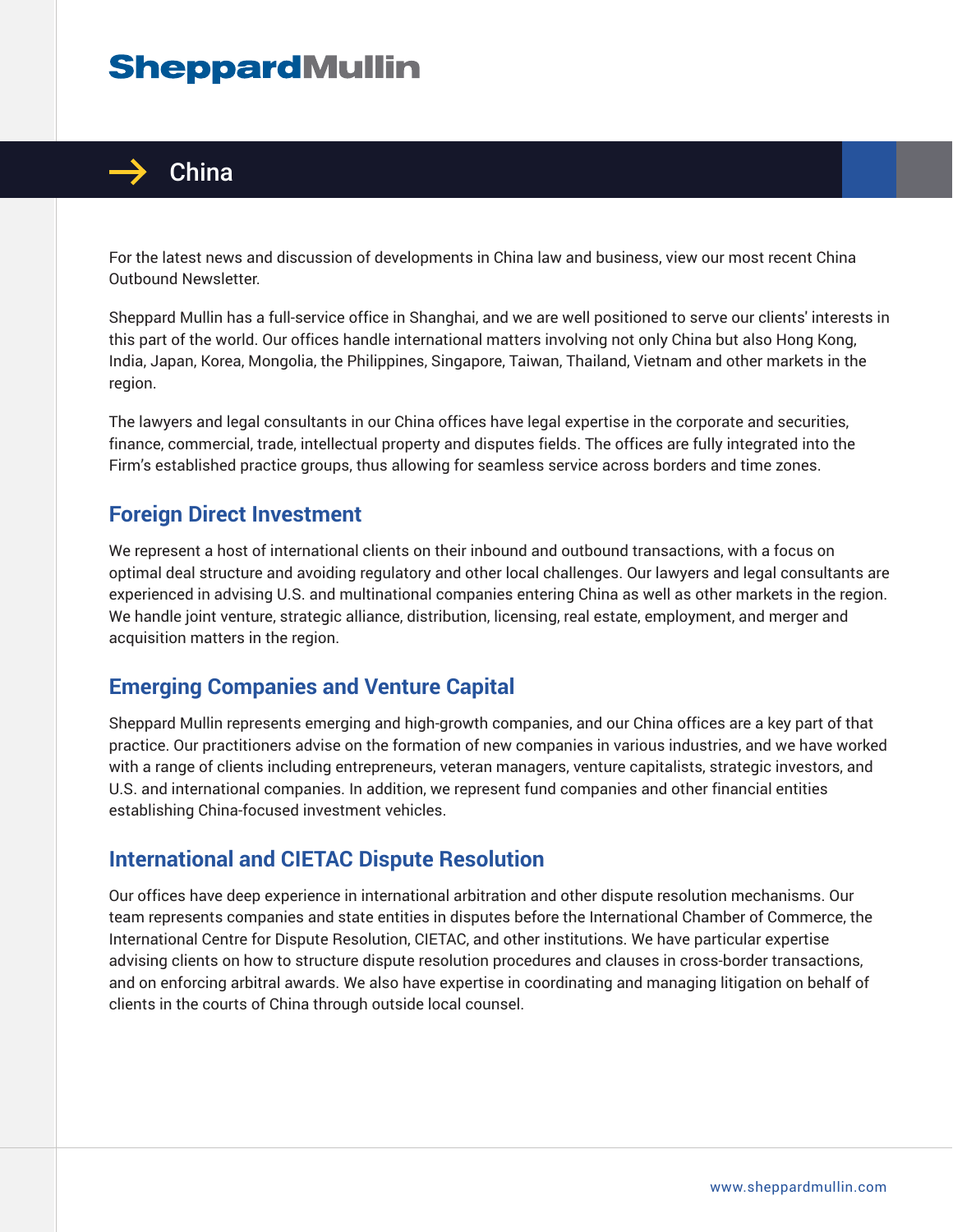# Sheppard Mullin

## China

For the latest news and discussion of developments in China law and business, view our most recent China Outbound Newsletter.

Sheppard Mullin has a full-service office in Shanghai, and we are well positioned to serve our clients' interests in this part of the world. Our offices handle international matters involving not only China but also Hong Kong, India, Japan, Korea, Mongolia, the Philippines, Singapore, Taiwan, Thailand, Vietnam and other markets in the region.

The lawyers and legal consultants in our China offices have legal expertise in the corporate and securities, finance, commercial, trade, intellectual property and disputes fields. The offices are fully integrated into the Firm's established practice groups, thus allowing for seamless service across borders and time zones.

### Foreign Direct Investment

We represent a host of international clients on their inbound and outbound transactions, with a focus on optimal deal structure and avoiding regulatory and other local challenges. Our lawyers and legal consultants are experienced in advising U.S. and multinational companies entering China as well as other markets in the region. We handle joint venture, strategic alliance, distribution, licensing, real estate, employment, and merger and acquisition matters in the region.

### Emerging Companies and Venture Capital

Sheppard Mullin represents emerging and high-growth companies, and our China offices are a key part of that practice. Our practitioners advise on the formation of new companies in various industries, and we have worked with a range of clients including entrepreneurs, veteran managers, venture capitalists, strategic investors, and U.S. and international companies. In addition, we represent fund companies and other financial entities establishing China-focused investment vehicles.

### International and CIETAC Dispute Resolution

Our offices have deep experience in international arbitration and other dispute resolution mechanisms. Our team represents companies and state entities in disputes before the International Chamber of Commerce, the International Centre for Dispute Resolution, CIETAC, and other institutions. We have particular expertise advising clients on how to structure dispute resolution procedures and clauses in cross-border transactions, and on enforcing arbitral awards. We also have expertise in coordinating and managing litigation on behalf of clients in the courts of China through outside local counsel.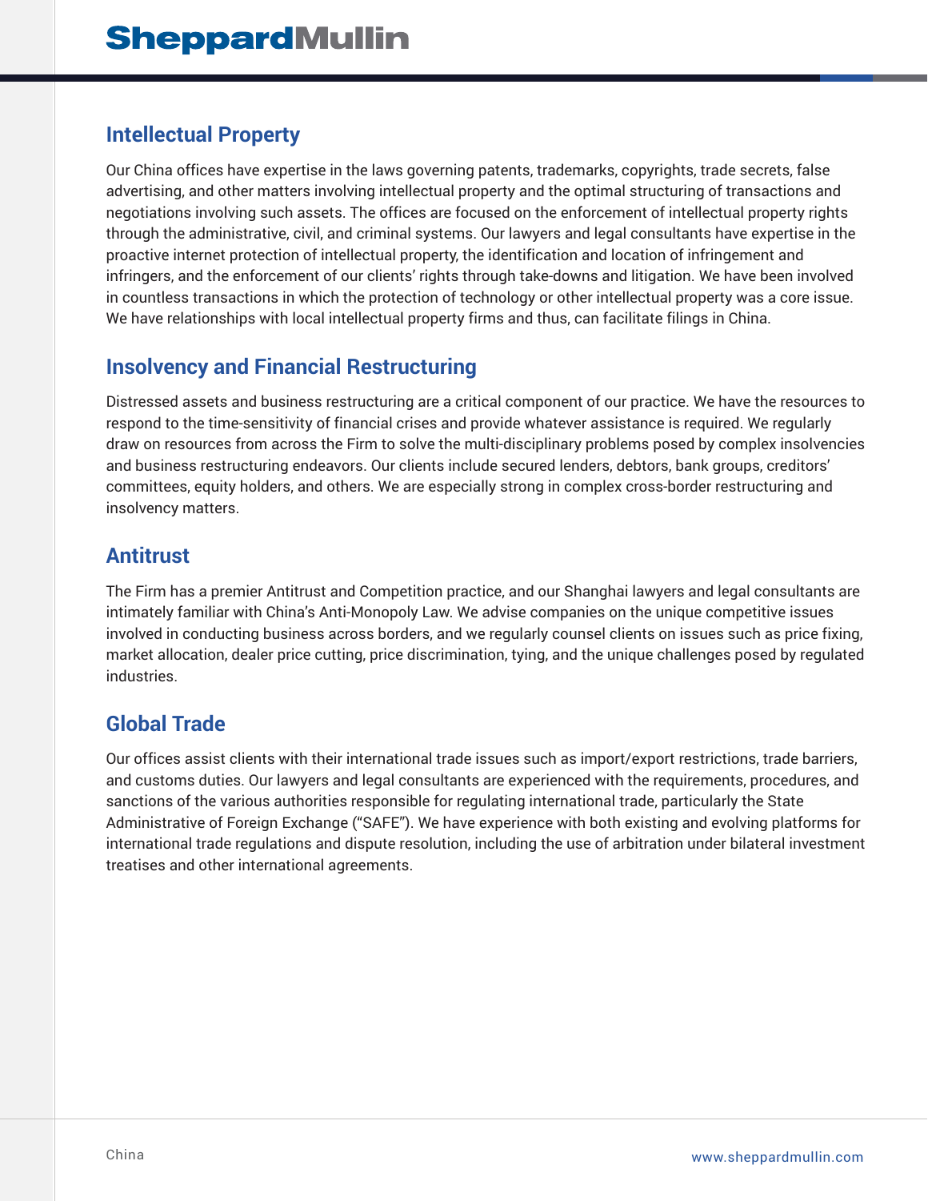## Intellectual Property

Our China offices have expertise in the laws governing patents, trademarks, copyrights, trade secrets, false advertising, and other matters involving intellectual property and the optimal structuring of transactions and negotiations involving such assets. The offices are focused on the enforcement of intellectual property rights through the administrative, civil, and criminal systems. Our lawyers and legal consultants have expertise in the proactive internet protection of intellectual property, the identification and location of infringement and infringers, and the enforcement of our clients' rights through take-downs and litigation. We have been involved in countless transactions in which the protection of technology or other intellectual property was a core issue. We have relationships with local intellectual property firms and thus, can facilitate filings in China.

## Insolvency and Financial Restructuring

Distressed assets and business restructuring are a critical component of our practice. We have the resources to respond to the time-sensitivity of financial crises and provide whatever assistance is required. We regularly draw on resources from across the Firm to solve the multi-disciplinary problems posed by complex insolvencies and business restructuring endeavors. Our clients include secured lenders, debtors, bank groups, creditors' committees, equity holders, and others. We are especially strong in complex cross-border restructuring and insolvency matters.

## Antitrust

The Firm has a premier Antitrust and Competition practice, and our Shanghai lawyers and legal consultants are intimately familiar with China's Anti-Monopoly Law. We advise companies on the unique competitive issues involved in conducting business across borders, and we regularly counsel clients on issues such as price fixing, market allocation, dealer price cutting, price discrimination, tying, and the unique challenges posed by regulated industries.

## Global Trade

Our offices assist clients with their international trade issues such as import/export restrictions, trade barriers, and customs duties. Our lawyers and legal consultants are experienced with the requirements, procedures, and sanctions of the various authorities responsible for regulating international trade, particularly the State Administrative of Foreign Exchange ("SAFE"). We have experience with both existing and evolving platforms for international trade regulations and dispute resolution, including the use of arbitration under bilateral investment treatises and other international agreements.